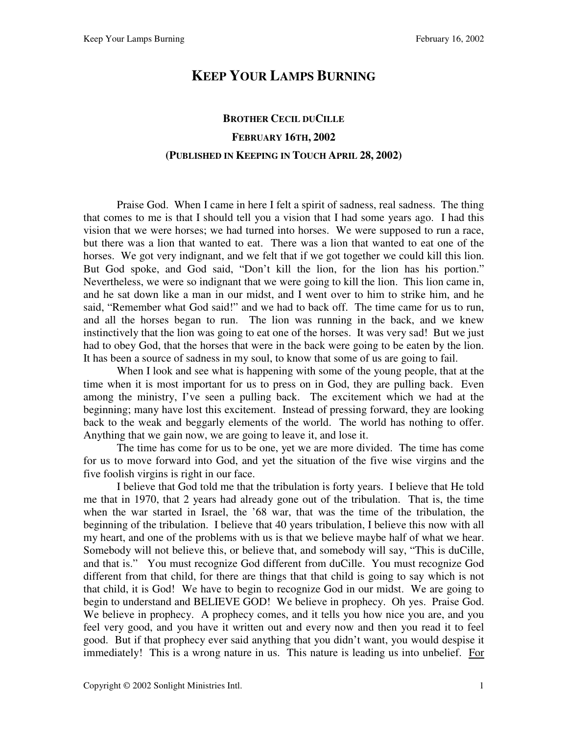# KEEP YOUR LAMPS BURNING

**BROTHER CECIL DUCILLE**

**FEBRUARY 16TH, 2002**

**(PUBLISHED IN KEEPING IN TOUCH APRIL 28, 2002)**

Praise God. When I came in here I felt a spirit of sadness, real sadness. The thing that comes to me is that I should tell you a vision that I had some years ago. I had this vision that we were horses; we had turned into horses. We were supposed to run a race, but there was a lion that wanted to eat. There was a lion that wanted to eat one of the horses. We got very indignant, and we felt that if we got together we could kill this lion. But God spoke, and God said, "Don't kill the lion, for the lion has his portion." Nevertheless, we were so indignant that we were going to kill the lion. This lion came in, and he sat down like a man in our midst, and I went over to him to strike him, and he said, "Remember what God said!" and we had to back off. The time came for us to run, and all the horses began to run. The lion was running in the back, and we knew instinctively that the lion was going to eat one of the horses. It was very sad! But we just had to obey God, that the horses that were in the back were going to be eaten by the lion. It has been a source of sadness in my soul, to know that some of us are going to fail.

When I look and see what is happening with some of the young people, that at the time when it is most important for us to press on in God, they are pulling back. Even among the ministry, I've seen a pulling back. The excitement which we had at the beginning; many have lost this excitement. Instead of pressing forward, they are looking back to the weak and beggarly elements of the world. The world has nothing to offer. Anything that we gain now, we are going to leave it, and lose it.

The time has come for us to be one, yet we are more divided. The time has come for us to move forward into God, and yet the situation of the five wise virgins and the five foolish virgins is right in our face.

I believe that God told me that the tribulation is forty years. I believe that He told me that in 1970, that 2 years had already gone out of the tribulation. That is, the time when the war started in Israel, the '68 war, that was the time of the tribulation, the beginning of the tribulation. I believe that 40 years tribulation, I believe this now with all my heart, and one of the problems with us is that we believe maybe half of what we hear. Somebody will not believe this, or believe that, and somebody will say, "This is duCille, and that is." You must recognize God different from duCille. You must recognize God different from that child, for there are things that that child is going to say which is not that child, it is God! We have to begin to recognize God in our midst. We are going to begin to understand and BELIEVE GOD! We believe in prophecy. Oh yes. Praise God. We believe in prophecy. A prophecy comes, and it tells you how nice you are, and you feel very good, and you have it written out and every now and then you read it to feel good. But if that prophecy ever said anything that you didn't want, you would despise it immediately! This is a wrong nature in us. This nature is leading us into unbelief. For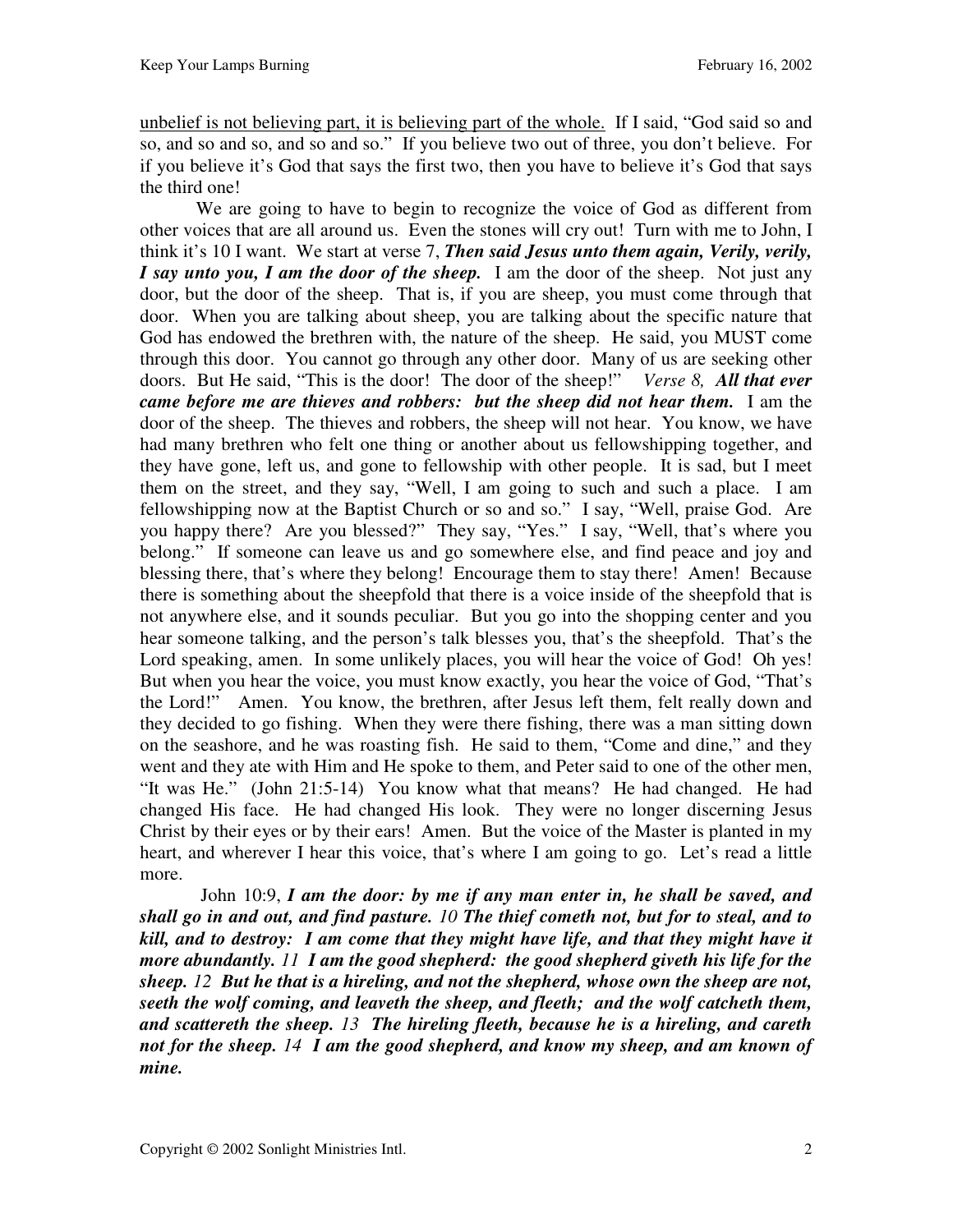<u>unbelief is not believing part, it is believing part of the whole.</u> If I said, "God said so and so, and so and so, and so and so." If you believe two out of three, you don't believe. For if you believe it's God that says the first two, then you have to believe it's God that says the third one!

We are going to have to begin to recognize the voice of God as different from other voices that are all around us. Even the stones will cry out! Turn with me to John, I think it's 10 I want. We start at verse 7, ***Then said Jesus unto them again, Verily, verily, I say unto you, I am the door of the sheep.*** I am the door of the sheep. Not just any door, but the door of the sheep. That is, if you are sheep, you must come through that door. When you are talking about sheep, you are talking about the specific nature that God has endowed the brethren with, the nature of the sheep. He said, you MUST come through this door. You cannot go through any other door. Many of us are seeking other doors. But He said, "This is the door! The door of the sheep!" *Verse 8,* ***All that ever came before me are thieves and robbers: but the sheep did not hear them.*** I am the door of the sheep. The thieves and robbers, the sheep will not hear. You know, we have had many brethren who felt one thing or another about us fellowshipping together, and they have gone, left us, and gone to fellowship with other people. It is sad, but I meet them on the street, and they say, "Well, I am going to such and such a place. I am fellowshipping now at the Baptist Church or so and so." I say, "Well, praise God. Are you happy there? Are you blessed?" They say, "Yes." I say, "Well, that's where you belong." If someone can leave us and go somewhere else, and find peace and joy and blessing there, that's where they belong! Encourage them to stay there! Amen! Because there is something about the sheepfold that there is a voice inside of the sheepfold that is not anywhere else, and it sounds peculiar. But you go into the shopping center and you hear someone talking, and the person's talk blesses you, that's the sheepfold. That's the Lord speaking, amen. In some unlikely places, you will hear the voice of God! Oh yes! But when you hear the voice, you must know exactly, you hear the voice of God, "That's the Lord!" Amen. You know, the brethren, after Jesus left them, felt really down and they decided to go fishing. When they were there fishing, there was a man sitting down on the seashore, and he was roasting fish. He said to them, "Come and dine," and they went and they ate with Him and He spoke to them, and Peter said to one of the other men, "It was He." (John 21:5-14) You know what that means? He had changed. He had changed His face. He had changed His look. They were no longer discerning Jesus Christ by their eyes or by their ears! Amen. But the voice of the Master is planted in my heart, and wherever I hear this voice, that's where I am going to go. Let's read a little more.

John 10:9, ***I am the door: by me if any man enter in, he shall be saved, and shall go in and out, and find pasture.*** *10* ***The thief cometh not, but for to steal, and to kill, and to destroy: I am come that they might have life, and that they might have it more abundantly.*** *11* ***I am the good shepherd: the good shepherd giveth his life for the sheep.*** *12* ***But he that is a hireling, and not the shepherd, whose own the sheep are not, seeth the wolf coming, and leaveth the sheep, and fleeth; and the wolf catcheth them, and scattereth the sheep.*** *13* ***The hireling fleeth, because he is a hireling, and careth not for the sheep.*** *14* ***I am the good shepherd, and know my sheep, and am known of mine.***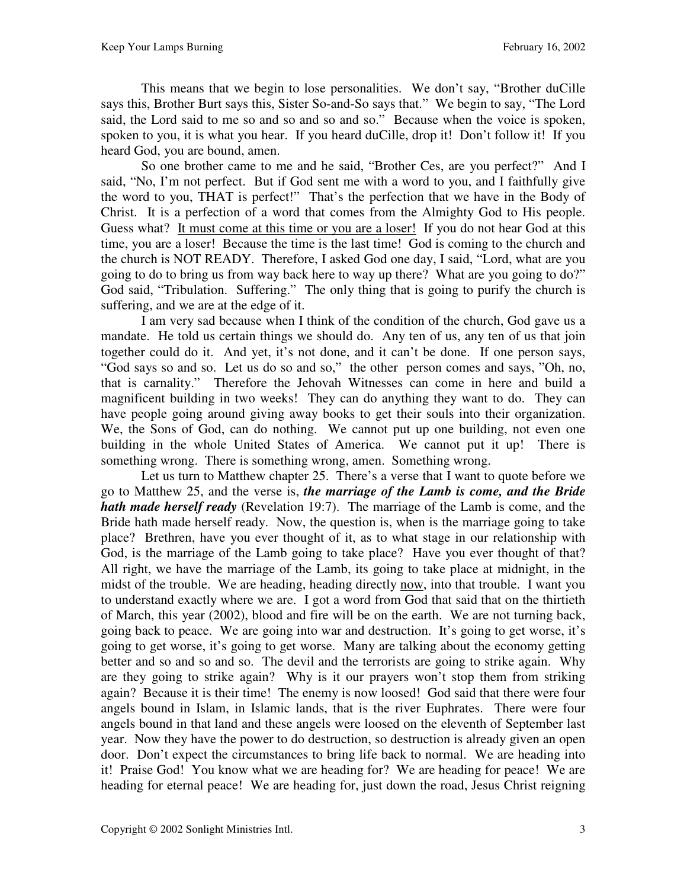This means that we begin to lose personalities. We don't say, "Brother duCille says this, Brother Burt says this, Sister So-and-So says that." We begin to say, "The Lord said, the Lord said to me so and so and so and so." Because when the voice is spoken, spoken to you, it is what you hear. If you heard duCille, drop it! Don't follow it! If you heard God, you are bound, amen.

So one brother came to me and he said, "Brother Ces, are you perfect?" And I said, "No, I'm not perfect. But if God sent me with a word to you, and I faithfully give the word to you, THAT is perfect!" That's the perfection that we have in the Body of Christ. It is a perfection of a word that comes from the Almighty God to His people. Guess what? <u>It must come at this time or you are a loser!</u> If you do not hear God at this time, you are a loser! Because the time is the last time! God is coming to the church and the church is NOT READY. Therefore, I asked God one day, I said, "Lord, what are you going to do to bring us from way back here to way up there? What are you going to do?" God said, "Tribulation. Suffering." The only thing that is going to purify the church is suffering, and we are at the edge of it.

I am very sad because when I think of the condition of the church, God gave us a mandate. He told us certain things we should do. Any ten of us, any ten of us that join together could do it. And yet, it's not done, and it can't be done. If one person says, "God says so and so. Let us do so and so," the other person comes and says, "Oh, no, that is carnality." Therefore the Jehovah Witnesses can come in here and build a magnificent building in two weeks! They can do anything they want to do. They can have people going around giving away books to get their souls into their organization. We, the Sons of God, can do nothing. We cannot put up one building, not even one building in the whole United States of America. We cannot put it up! There is something wrong. There is something wrong, amen. Something wrong.

Let us turn to Matthew chapter 25. There's a verse that I want to quote before we go to Matthew 25, and the verse is, ***the marriage of the Lamb is come, and the Bride hath made herself ready*** (Revelation 19:7). The marriage of the Lamb is come, and the Bride hath made herself ready. Now, the question is, when is the marriage going to take place? Brethren, have you ever thought of it, as to what stage in our relationship with God, is the marriage of the Lamb going to take place? Have you ever thought of that? All right, we have the marriage of the Lamb, its going to take place at midnight, in the midst of the trouble. We are heading, heading directly <u>now</u>, into that trouble. I want you to understand exactly where we are. I got a word from God that said that on the thirtieth of March, this year (2002), blood and fire will be on the earth. We are not turning back, going back to peace. We are going into war and destruction. It's going to get worse, it's going to get worse, it's going to get worse. Many are talking about the economy getting better and so and so and so. The devil and the terrorists are going to strike again. Why are they going to strike again? Why is it our prayers won't stop them from striking again? Because it is their time! The enemy is now loosed! God said that there were four angels bound in Islam, in Islamic lands, that is the river Euphrates. There were four angels bound in that land and these angels were loosed on the eleventh of September last year. Now they have the power to do destruction, so destruction is already given an open door. Don't expect the circumstances to bring life back to normal. We are heading into it! Praise God! You know what we are heading for? We are heading for peace! We are heading for eternal peace! We are heading for, just down the road, Jesus Christ reigning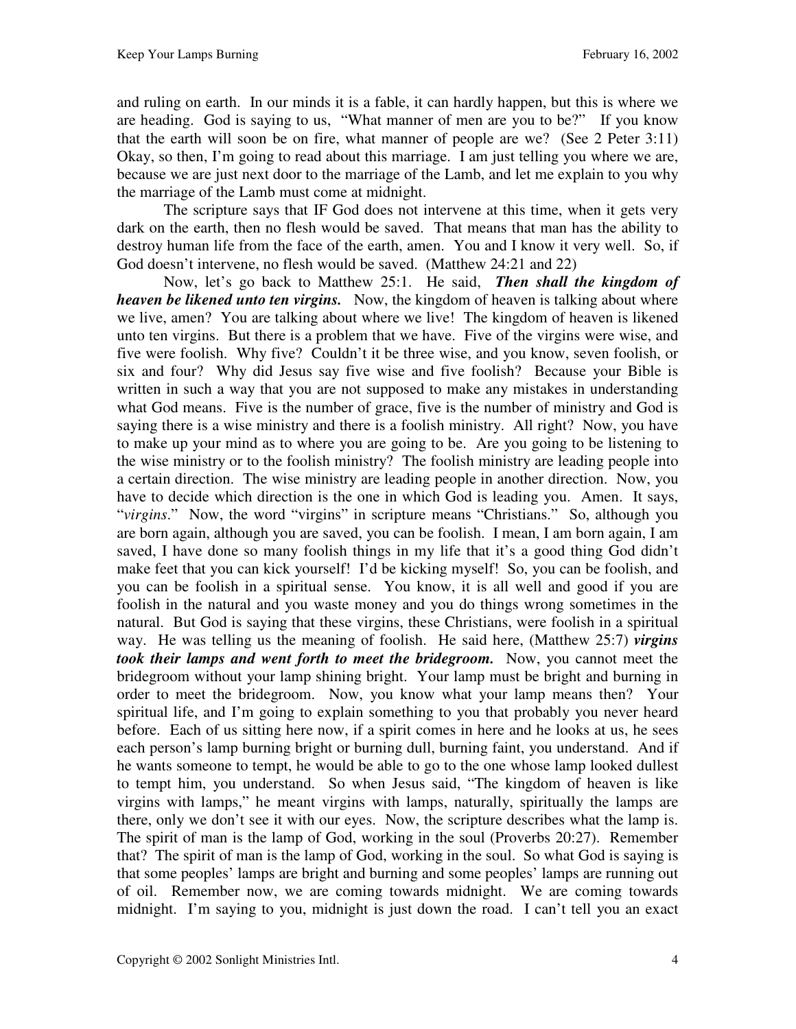and ruling on earth. In our minds it is a fable, it can hardly happen, but this is where we are heading. God is saying to us, "What manner of men are you to be?" If you know that the earth will soon be on fire, what manner of people are we? (See 2 Peter 3:11) Okay, so then, I'm going to read about this marriage. I am just telling you where we are, because we are just next door to the marriage of the Lamb, and let me explain to you why the marriage of the Lamb must come at midnight.

The scripture says that IF God does not intervene at this time, when it gets very dark on the earth, then no flesh would be saved. That means that man has the ability to destroy human life from the face of the earth, amen. You and I know it very well. So, if God doesn't intervene, no flesh would be saved. (Matthew 24:21 and 22)

Now, let's go back to Matthew 25:1. He said, ***Then shall the kingdom of heaven be likened unto ten virgins.*** Now, the kingdom of heaven is talking about where we live, amen? You are talking about where we live! The kingdom of heaven is likened unto ten virgins. But there is a problem that we have. Five of the virgins were wise, and five were foolish. Why five? Couldn't it be three wise, and you know, seven foolish, or six and four? Why did Jesus say five wise and five foolish? Because your Bible is written in such a way that you are not supposed to make any mistakes in understanding what God means. Five is the number of grace, five is the number of ministry and God is saying there is a wise ministry and there is a foolish ministry. All right? Now, you have to make up your mind as to where you are going to be. Are you going to be listening to the wise ministry or to the foolish ministry? The foolish ministry are leading people into a certain direction. The wise ministry are leading people in another direction. Now, you have to decide which direction is the one in which God is leading you. Amen. It says, "*virgins*." Now, the word "virgins" in scripture means "Christians." So, although you are born again, although you are saved, you can be foolish. I mean, I am born again, I am saved, I have done so many foolish things in my life that it's a good thing God didn't make feet that you can kick yourself! I'd be kicking myself! So, you can be foolish, and you can be foolish in a spiritual sense. You know, it is all well and good if you are foolish in the natural and you waste money and you do things wrong sometimes in the natural. But God is saying that these virgins, these Christians, were foolish in a spiritual way. He was telling us the meaning of foolish. He said here, (Matthew 25:7) ***virgins took their lamps and went forth to meet the bridegroom.*** Now, you cannot meet the bridegroom without your lamp shining bright. Your lamp must be bright and burning in order to meet the bridegroom. Now, you know what your lamp means then? Your spiritual life, and I'm going to explain something to you that probably you never heard before. Each of us sitting here now, if a spirit comes in here and he looks at us, he sees each person's lamp burning bright or burning dull, burning faint, you understand. And if he wants someone to tempt, he would be able to go to the one whose lamp looked dullest to tempt him, you understand. So when Jesus said, "The kingdom of heaven is like virgins with lamps," he meant virgins with lamps, naturally, spiritually the lamps are there, only we don't see it with our eyes. Now, the scripture describes what the lamp is. The spirit of man is the lamp of God, working in the soul (Proverbs 20:27). Remember that? The spirit of man is the lamp of God, working in the soul. So what God is saying is that some peoples' lamps are bright and burning and some peoples' lamps are running out of oil. Remember now, we are coming towards midnight. We are coming towards midnight. I'm saying to you, midnight is just down the road. I can't tell you an exact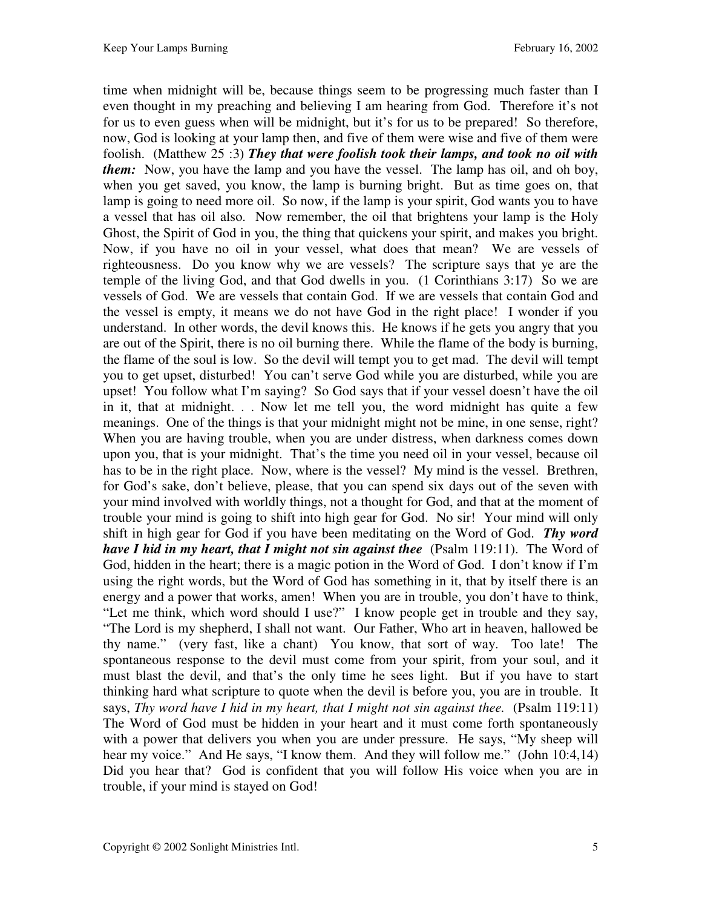time when midnight will be, because things seem to be progressing much faster than I even thought in my preaching and believing I am hearing from God. Therefore it's not for us to even guess when will be midnight, but it's for us to be prepared! So therefore, now, God is looking at your lamp then, and five of them were wise and five of them were foolish. (Matthew 25 :3) ***They that were foolish took their lamps, and took no oil with them:*** Now, you have the lamp and you have the vessel. The lamp has oil, and oh boy, when you get saved, you know, the lamp is burning bright. But as time goes on, that lamp is going to need more oil. So now, if the lamp is your spirit, God wants you to have a vessel that has oil also. Now remember, the oil that brightens your lamp is the Holy Ghost, the Spirit of God in you, the thing that quickens your spirit, and makes you bright. Now, if you have no oil in your vessel, what does that mean? We are vessels of righteousness. Do you know why we are vessels? The scripture says that ye are the temple of the living God, and that God dwells in you. (1 Corinthians 3:17) So we are vessels of God. We are vessels that contain God. If we are vessels that contain God and the vessel is empty, it means we do not have God in the right place! I wonder if you understand. In other words, the devil knows this. He knows if he gets you angry that you are out of the Spirit, there is no oil burning there. While the flame of the body is burning, the flame of the soul is low. So the devil will tempt you to get mad. The devil will tempt you to get upset, disturbed! You can't serve God while you are disturbed, while you are upset! You follow what I'm saying? So God says that if your vessel doesn't have the oil in it, that at midnight. . . Now let me tell you, the word midnight has quite a few meanings. One of the things is that your midnight might not be mine, in one sense, right? When you are having trouble, when you are under distress, when darkness comes down upon you, that is your midnight. That's the time you need oil in your vessel, because oil has to be in the right place. Now, where is the vessel? My mind is the vessel. Brethren, for God's sake, don't believe, please, that you can spend six days out of the seven with your mind involved with worldly things, not a thought for God, and that at the moment of trouble your mind is going to shift into high gear for God. No sir! Your mind will only shift in high gear for God if you have been meditating on the Word of God. ***Thy word have I hid in my heart, that I might not sin against thee*** (Psalm 119:11). The Word of God, hidden in the heart; there is a magic potion in the Word of God. I don't know if I'm using the right words, but the Word of God has something in it, that by itself there is an energy and a power that works, amen! When you are in trouble, you don't have to think, "Let me think, which word should I use?" I know people get in trouble and they say, "The Lord is my shepherd, I shall not want. Our Father, Who art in heaven, hallowed be thy name." (very fast, like a chant) You know, that sort of way. Too late! The spontaneous response to the devil must come from your spirit, from your soul, and it must blast the devil, and that's the only time he sees light. But if you have to start thinking hard what scripture to quote when the devil is before you, you are in trouble. It says, *Thy word have I hid in my heart, that I might not sin against thee.* (Psalm 119:11) The Word of God must be hidden in your heart and it must come forth spontaneously with a power that delivers you when you are under pressure. He says, "My sheep will hear my voice." And He says, "I know them. And they will follow me." (John 10:4,14) Did you hear that? God is confident that you will follow His voice when you are in trouble, if your mind is stayed on God!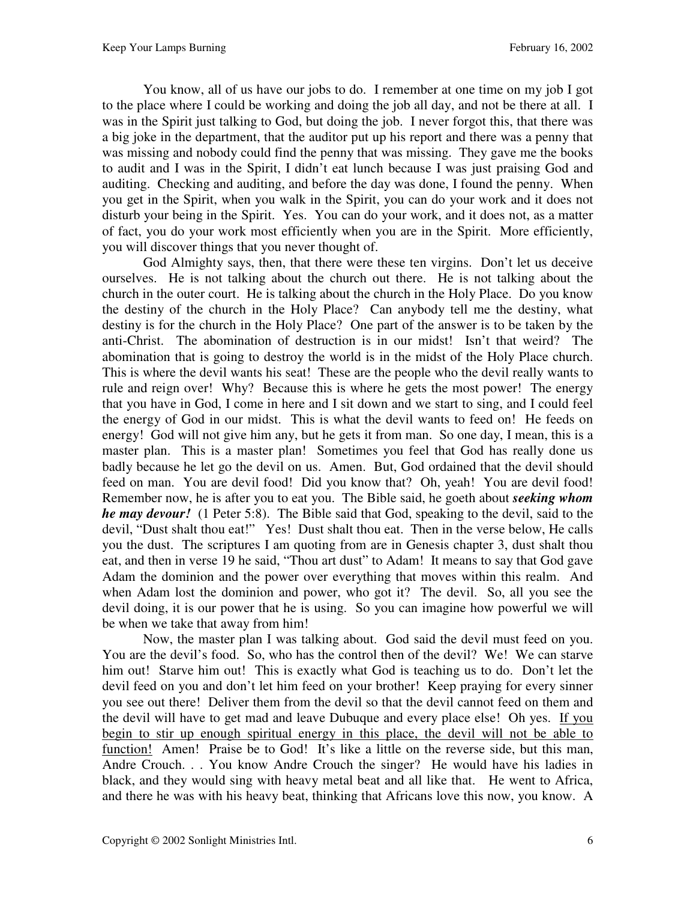You know, all of us have our jobs to do. I remember at one time on my job I got to the place where I could be working and doing the job all day, and not be there at all. I was in the Spirit just talking to God, but doing the job. I never forgot this, that there was a big joke in the department, that the auditor put up his report and there was a penny that was missing and nobody could find the penny that was missing. They gave me the books to audit and I was in the Spirit, I didn't eat lunch because I was just praising God and auditing. Checking and auditing, and before the day was done, I found the penny. When you get in the Spirit, when you walk in the Spirit, you can do your work and it does not disturb your being in the Spirit. Yes. You can do your work, and it does not, as a matter of fact, you do your work most efficiently when you are in the Spirit. More efficiently, you will discover things that you never thought of.

God Almighty says, then, that there were these ten virgins. Don't let us deceive ourselves. He is not talking about the church out there. He is not talking about the church in the outer court. He is talking about the church in the Holy Place. Do you know the destiny of the church in the Holy Place? Can anybody tell me the destiny, what destiny is for the church in the Holy Place? One part of the answer is to be taken by the anti-Christ. The abomination of destruction is in our midst! Isn't that weird? The abomination that is going to destroy the world is in the midst of the Holy Place church. This is where the devil wants his seat! These are the people who the devil really wants to rule and reign over! Why? Because this is where he gets the most power! The energy that you have in God, I come in here and I sit down and we start to sing, and I could feel the energy of God in our midst. This is what the devil wants to feed on! He feeds on energy! God will not give him any, but he gets it from man. So one day, I mean, this is a master plan. This is a master plan! Sometimes you feel that God has really done us badly because he let go the devil on us. Amen. But, God ordained that the devil should feed on man. You are devil food! Did you know that? Oh, yeah! You are devil food! Remember now, he is after you to eat you. The Bible said, he goeth about ***seeking whom he may devour!*** (1 Peter 5:8). The Bible said that God, speaking to the devil, said to the devil, "Dust shalt thou eat!" Yes! Dust shalt thou eat. Then in the verse below, He calls you the dust. The scriptures I am quoting from are in Genesis chapter 3, dust shalt thou eat, and then in verse 19 he said, "Thou art dust" to Adam! It means to say that God gave Adam the dominion and the power over everything that moves within this realm. And when Adam lost the dominion and power, who got it? The devil. So, all you see the devil doing, it is our power that he is using. So you can imagine how powerful we will be when we take that away from him!

Now, the master plan I was talking about. God said the devil must feed on you. You are the devil's food. So, who has the control then of the devil? We! We can starve him out! Starve him out! This is exactly what God is teaching us to do. Don't let the devil feed on you and don't let him feed on your brother! Keep praying for every sinner you see out there! Deliver them from the devil so that the devil cannot feed on them and the devil will have to get mad and leave Dubuque and every place else! Oh yes. <u>If you begin to stir up enough spiritual energy in this place, the devil will not be able to function!</u> Amen! Praise be to God! It's like a little on the reverse side, but this man, Andre Crouch. . . You know Andre Crouch the singer? He would have his ladies in black, and they would sing with heavy metal beat and all like that. He went to Africa, and there he was with his heavy beat, thinking that Africans love this now, you know. A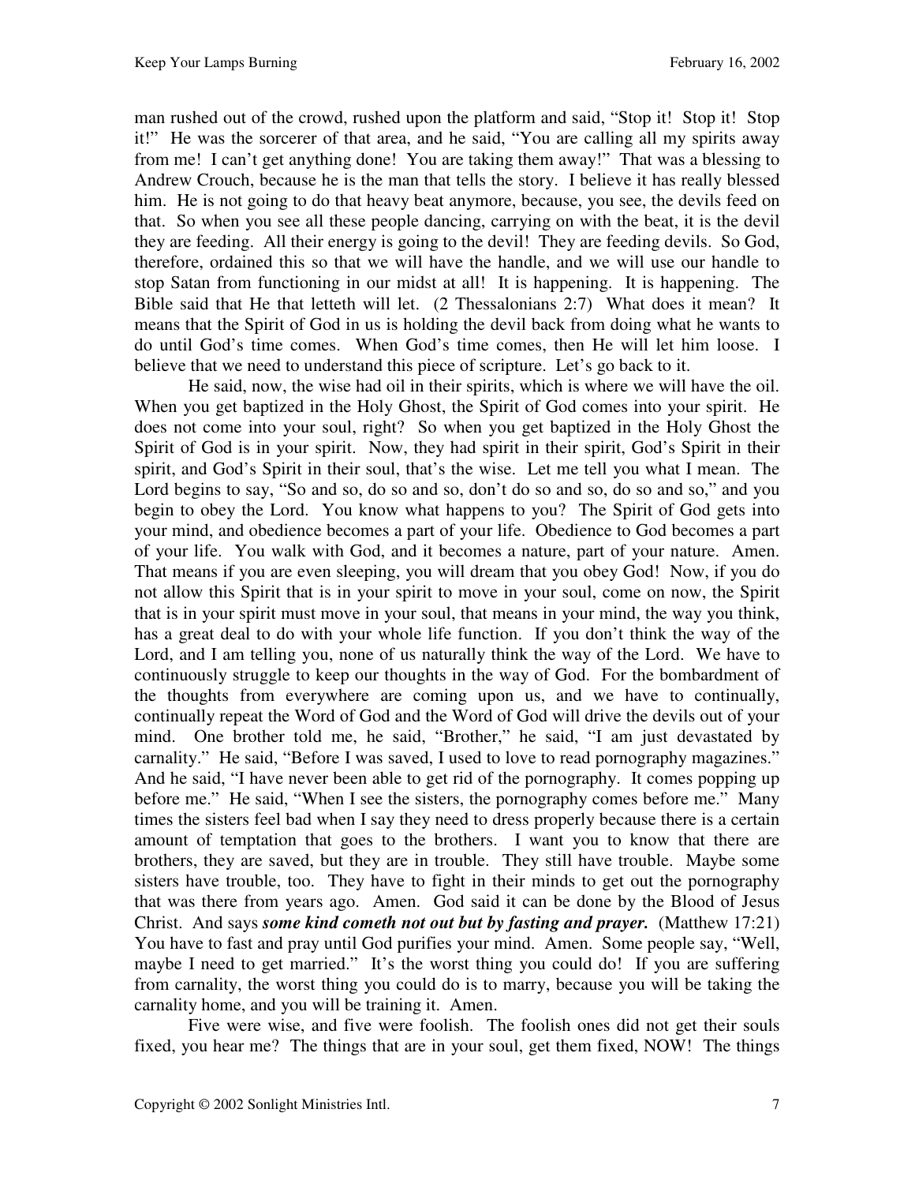man rushed out of the crowd, rushed upon the platform and said, "Stop it! Stop it! Stop it!" He was the sorcerer of that area, and he said, "You are calling all my spirits away from me! I can't get anything done! You are taking them away!" That was a blessing to Andrew Crouch, because he is the man that tells the story. I believe it has really blessed him. He is not going to do that heavy beat anymore, because, you see, the devils feed on that. So when you see all these people dancing, carrying on with the beat, it is the devil they are feeding. All their energy is going to the devil! They are feeding devils. So God, therefore, ordained this so that we will have the handle, and we will use our handle to stop Satan from functioning in our midst at all! It is happening. It is happening. The Bible said that He that letteth will let. (2 Thessalonians 2:7) What does it mean? It means that the Spirit of God in us is holding the devil back from doing what he wants to do until God's time comes. When God's time comes, then He will let him loose. I believe that we need to understand this piece of scripture. Let's go back to it.

He said, now, the wise had oil in their spirits, which is where we will have the oil. When you get baptized in the Holy Ghost, the Spirit of God comes into your spirit. He does not come into your soul, right? So when you get baptized in the Holy Ghost the Spirit of God is in your spirit. Now, they had spirit in their spirit, God's Spirit in their spirit, and God's Spirit in their soul, that's the wise. Let me tell you what I mean. The Lord begins to say, "So and so, do so and so, don't do so and so, do so and so," and you begin to obey the Lord. You know what happens to you? The Spirit of God gets into your mind, and obedience becomes a part of your life. Obedience to God becomes a part of your life. You walk with God, and it becomes a nature, part of your nature. Amen. That means if you are even sleeping, you will dream that you obey God! Now, if you do not allow this Spirit that is in your spirit to move in your soul, come on now, the Spirit that is in your spirit must move in your soul, that means in your mind, the way you think, has a great deal to do with your whole life function. If you don't think the way of the Lord, and I am telling you, none of us naturally think the way of the Lord. We have to continuously struggle to keep our thoughts in the way of God. For the bombardment of the thoughts from everywhere are coming upon us, and we have to continually, continually repeat the Word of God and the Word of God will drive the devils out of your mind. One brother told me, he said, "Brother," he said, "I am just devastated by carnality." He said, "Before I was saved, I used to love to read pornography magazines." And he said, "I have never been able to get rid of the pornography. It comes popping up before me." He said, "When I see the sisters, the pornography comes before me." Many times the sisters feel bad when I say they need to dress properly because there is a certain amount of temptation that goes to the brothers. I want you to know that there are brothers, they are saved, but they are in trouble. They still have trouble. Maybe some sisters have trouble, too. They have to fight in their minds to get out the pornography that was there from years ago. Amen. God said it can be done by the Blood of Jesus Christ. And says ***some kind cometh not out but by fasting and prayer.*** (Matthew 17:21) You have to fast and pray until God purifies your mind. Amen. Some people say, "Well, maybe I need to get married." It's the worst thing you could do! If you are suffering from carnality, the worst thing you could do is to marry, because you will be taking the carnality home, and you will be training it. Amen.

Five were wise, and five were foolish. The foolish ones did not get their souls fixed, you hear me? The things that are in your soul, get them fixed, NOW! The things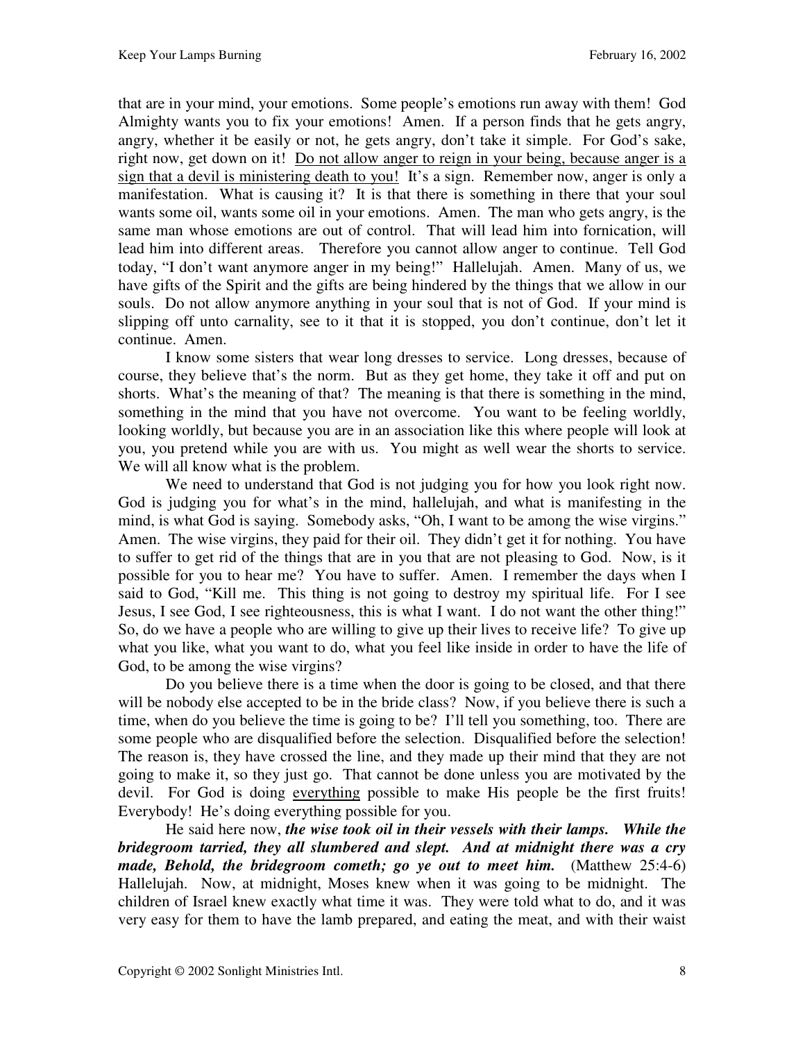that are in your mind, your emotions. Some people's emotions run away with them! God Almighty wants you to fix your emotions! Amen. If a person finds that he gets angry, angry, whether it be easily or not, he gets angry, don't take it simple. For God's sake, right now, get down on it! <u>Do not allow anger to reign in your being, because anger is a sign that a devil is ministering death to you!</u> It's a sign. Remember now, anger is only a manifestation. What is causing it? It is that there is something in there that your soul wants some oil, wants some oil in your emotions. Amen. The man who gets angry, is the same man whose emotions are out of control. That will lead him into fornication, will lead him into different areas. Therefore you cannot allow anger to continue. Tell God today, "I don't want anymore anger in my being!" Hallelujah. Amen. Many of us, we have gifts of the Spirit and the gifts are being hindered by the things that we allow in our souls. Do not allow anymore anything in your soul that is not of God. If your mind is slipping off unto carnality, see to it that it is stopped, you don't continue, don't let it continue. Amen.

I know some sisters that wear long dresses to service. Long dresses, because of course, they believe that's the norm. But as they get home, they take it off and put on shorts. What's the meaning of that? The meaning is that there is something in the mind, something in the mind that you have not overcome. You want to be feeling worldly, looking worldly, but because you are in an association like this where people will look at you, you pretend while you are with us. You might as well wear the shorts to service. We will all know what is the problem.

We need to understand that God is not judging you for how you look right now. God is judging you for what's in the mind, hallelujah, and what is manifesting in the mind, is what God is saying. Somebody asks, "Oh, I want to be among the wise virgins." Amen. The wise virgins, they paid for their oil. They didn't get it for nothing. You have to suffer to get rid of the things that are in you that are not pleasing to God. Now, is it possible for you to hear me? You have to suffer. Amen. I remember the days when I said to God, "Kill me. This thing is not going to destroy my spiritual life. For I see Jesus, I see God, I see righteousness, this is what I want. I do not want the other thing!" So, do we have a people who are willing to give up their lives to receive life? To give up what you like, what you want to do, what you feel like inside in order to have the life of God, to be among the wise virgins?

Do you believe there is a time when the door is going to be closed, and that there will be nobody else accepted to be in the bride class? Now, if you believe there is such a time, when do you believe the time is going to be? I'll tell you something, too. There are some people who are disqualified before the selection. Disqualified before the selection! The reason is, they have crossed the line, and they made up their mind that they are not going to make it, so they just go. That cannot be done unless you are motivated by the devil. For God is doing <u>everything</u> possible to make His people be the first fruits! Everybody! He's doing everything possible for you.

He said here now, ***the wise took oil in their vessels with their lamps. While the bridegroom tarried, they all slumbered and slept. And at midnight there was a cry made, Behold, the bridegroom cometh; go ye out to meet him.*** (Matthew 25:4-6) Hallelujah. Now, at midnight, Moses knew when it was going to be midnight. The children of Israel knew exactly what time it was. They were told what to do, and it was very easy for them to have the lamb prepared, and eating the meat, and with their waist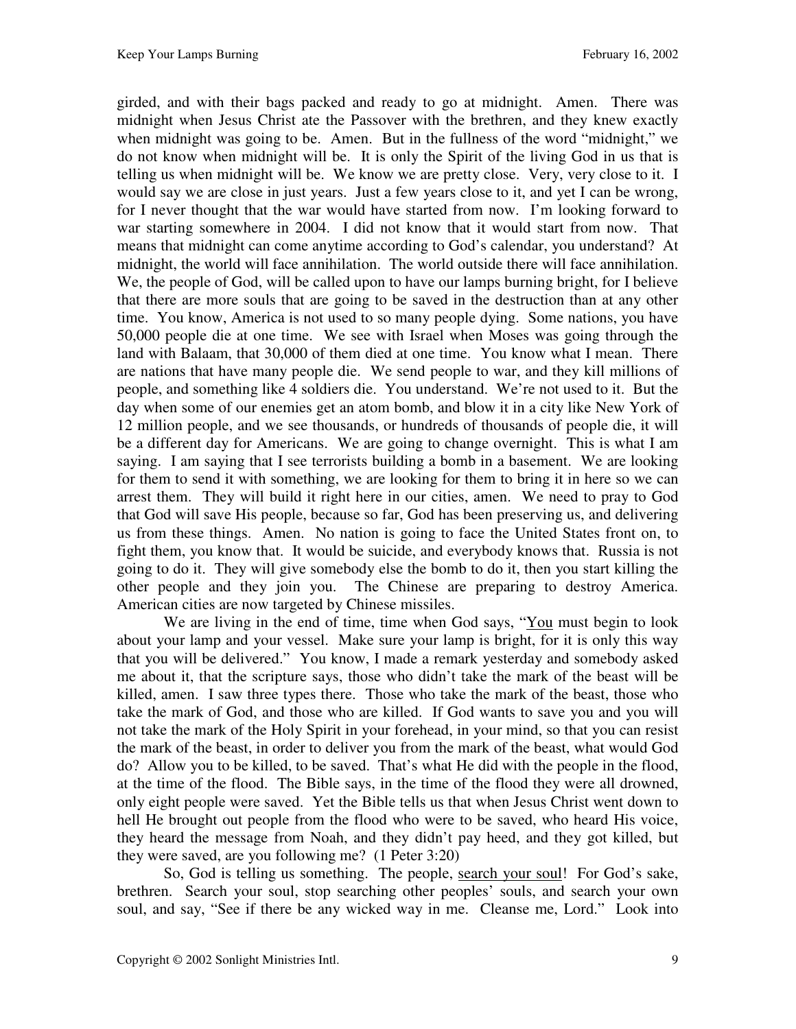girded, and with their bags packed and ready to go at midnight. Amen. There was midnight when Jesus Christ ate the Passover with the brethren, and they knew exactly when midnight was going to be. Amen. But in the fullness of the word "midnight," we do not know when midnight will be. It is only the Spirit of the living God in us that is telling us when midnight will be. We know we are pretty close. Very, very close to it. I would say we are close in just years. Just a few years close to it, and yet I can be wrong, for I never thought that the war would have started from now. I'm looking forward to war starting somewhere in 2004. I did not know that it would start from now. That means that midnight can come anytime according to God's calendar, you understand? At midnight, the world will face annihilation. The world outside there will face annihilation. We, the people of God, will be called upon to have our lamps burning bright, for I believe that there are more souls that are going to be saved in the destruction than at any other time. You know, America is not used to so many people dying. Some nations, you have 50,000 people die at one time. We see with Israel when Moses was going through the land with Balaam, that 30,000 of them died at one time. You know what I mean. There are nations that have many people die. We send people to war, and they kill millions of people, and something like 4 soldiers die. You understand. We're not used to it. But the day when some of our enemies get an atom bomb, and blow it in a city like New York of 12 million people, and we see thousands, or hundreds of thousands of people die, it will be a different day for Americans. We are going to change overnight. This is what I am saying. I am saying that I see terrorists building a bomb in a basement. We are looking for them to send it with something, we are looking for them to bring it in here so we can arrest them. They will build it right here in our cities, amen. We need to pray to God that God will save His people, because so far, God has been preserving us, and delivering us from these things. Amen. No nation is going to face the United States front on, to fight them, you know that. It would be suicide, and everybody knows that. Russia is not going to do it. They will give somebody else the bomb to do it, then you start killing the other people and they join you. The Chinese are preparing to destroy America. American cities are now targeted by Chinese missiles.

We are living in the end of time, time when God says, "<u>You</u> must begin to look about your lamp and your vessel. Make sure your lamp is bright, for it is only this way that you will be delivered." You know, I made a remark yesterday and somebody asked me about it, that the scripture says, those who didn't take the mark of the beast will be killed, amen. I saw three types there. Those who take the mark of the beast, those who take the mark of God, and those who are killed. If God wants to save you and you will not take the mark of the Holy Spirit in your forehead, in your mind, so that you can resist the mark of the beast, in order to deliver you from the mark of the beast, what would God do? Allow you to be killed, to be saved. That's what He did with the people in the flood, at the time of the flood. The Bible says, in the time of the flood they were all drowned, only eight people were saved. Yet the Bible tells us that when Jesus Christ went down to hell He brought out people from the flood who were to be saved, who heard His voice, they heard the message from Noah, and they didn't pay heed, and they got killed, but they were saved, are you following me? (1 Peter 3:20)

So, God is telling us something. The people, <u>search your soul</u>! For God's sake, brethren. Search your soul, stop searching other peoples' souls, and search your own soul, and say, "See if there be any wicked way in me. Cleanse me, Lord." Look into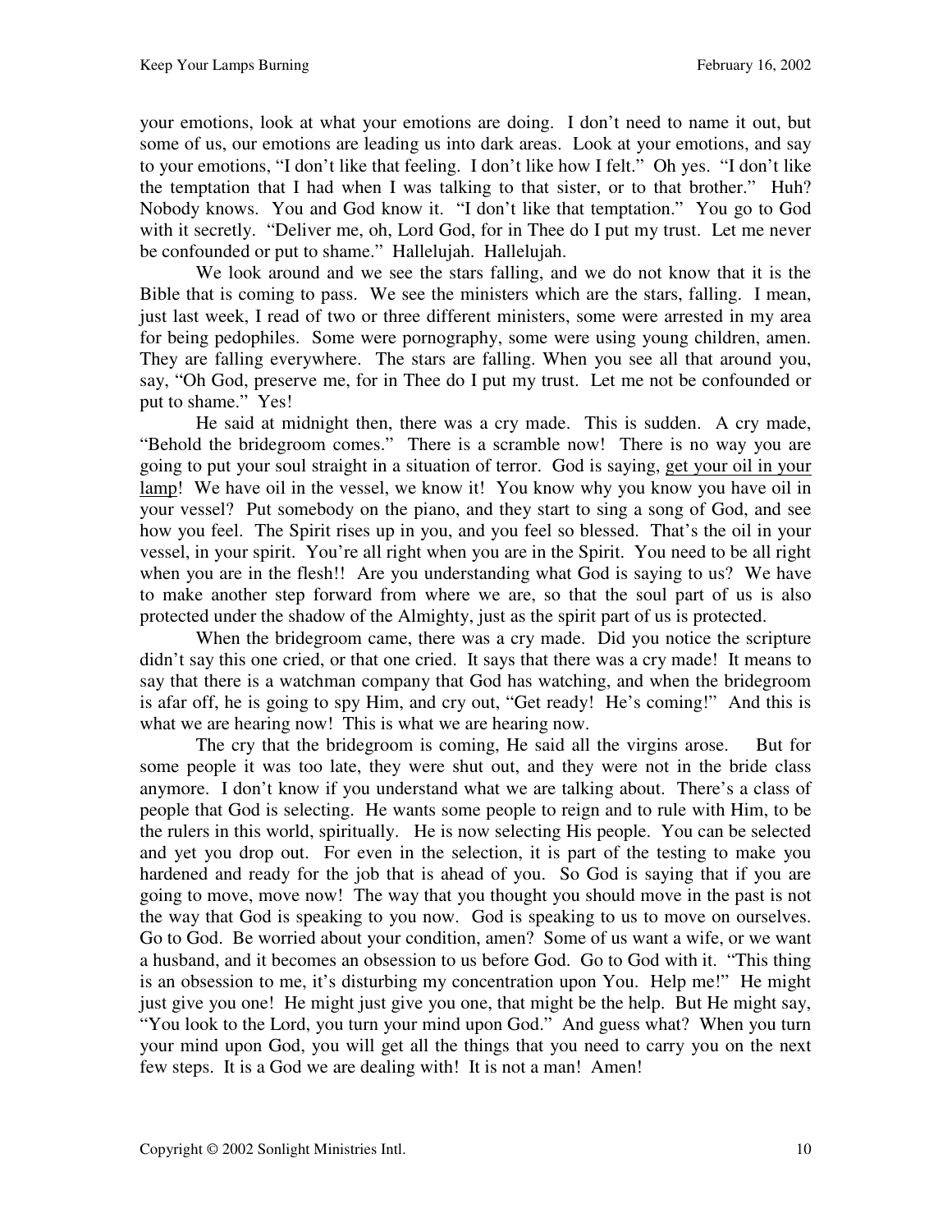your emotions, look at what your emotions are doing. I don't need to name it out, but some of us, our emotions are leading us into dark areas. Look at your emotions, and say to your emotions, "I don't like that feeling. I don't like how I felt." Oh yes. "I don't like the temptation that I had when I was talking to that sister, or to that brother." Huh? Nobody knows. You and God know it. "I don't like that temptation." You go to God with it secretly. "Deliver me, oh, Lord God, for in Thee do I put my trust. Let me never be confounded or put to shame." Hallelujah. Hallelujah.

We look around and we see the stars falling, and we do not know that it is the Bible that is coming to pass. We see the ministers which are the stars, falling. I mean, just last week, I read of two or three different ministers, some were arrested in my area for being pedophiles. Some were pornography, some were using young children, amen. They are falling everywhere. The stars are falling. When you see all that around you, say, "Oh God, preserve me, for in Thee do I put my trust. Let me not be confounded or put to shame." Yes!

He said at midnight then, there was a cry made. This is sudden. A cry made, "Behold the bridegroom comes." There is a scramble now! There is no way you are going to put your soul straight in a situation of terror. God is saying, <u>get your oil in your lamp</u>! We have oil in the vessel, we know it! You know why you know you have oil in your vessel? Put somebody on the piano, and they start to sing a song of God, and see how you feel. The Spirit rises up in you, and you feel so blessed. That's the oil in your vessel, in your spirit. You're all right when you are in the Spirit. You need to be all right when you are in the flesh!! Are you understanding what God is saying to us? We have to make another step forward from where we are, so that the soul part of us is also protected under the shadow of the Almighty, just as the spirit part of us is protected.

When the bridegroom came, there was a cry made. Did you notice the scripture didn't say this one cried, or that one cried. It says that there was a cry made! It means to say that there is a watchman company that God has watching, and when the bridegroom is afar off, he is going to spy Him, and cry out, "Get ready! He's coming!" And this is what we are hearing now! This is what we are hearing now.

The cry that the bridegroom is coming, He said all the virgins arose. But for some people it was too late, they were shut out, and they were not in the bride class anymore. I don't know if you understand what we are talking about. There's a class of people that God is selecting. He wants some people to reign and to rule with Him, to be the rulers in this world, spiritually. He is now selecting His people. You can be selected and yet you drop out. For even in the selection, it is part of the testing to make you hardened and ready for the job that is ahead of you. So God is saying that if you are going to move, move now! The way that you thought you should move in the past is not the way that God is speaking to you now. God is speaking to us to move on ourselves. Go to God. Be worried about your condition, amen? Some of us want a wife, or we want a husband, and it becomes an obsession to us before God. Go to God with it. "This thing is an obsession to me, it's disturbing my concentration upon You. Help me!" He might just give you one! He might just give you one, that might be the help. But He might say, "You look to the Lord, you turn your mind upon God." And guess what? When you turn your mind upon God, you will get all the things that you need to carry you on the next few steps. It is a God we are dealing with! It is not a man! Amen!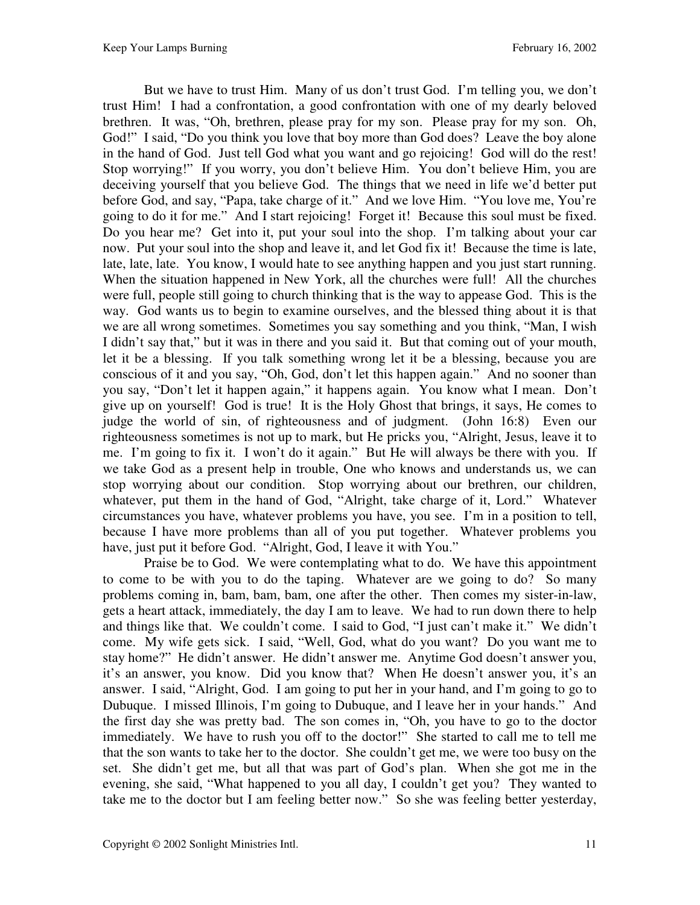But we have to trust Him. Many of us don't trust God. I'm telling you, we don't trust Him! I had a confrontation, a good confrontation with one of my dearly beloved brethren. It was, "Oh, brethren, please pray for my son. Please pray for my son. Oh, God!" I said, "Do you think you love that boy more than God does? Leave the boy alone in the hand of God. Just tell God what you want and go rejoicing! God will do the rest! Stop worrying!" If you worry, you don't believe Him. You don't believe Him, you are deceiving yourself that you believe God. The things that we need in life we'd better put before God, and say, "Papa, take charge of it." And we love Him. "You love me, You're going to do it for me." And I start rejoicing! Forget it! Because this soul must be fixed. Do you hear me? Get into it, put your soul into the shop. I'm talking about your car now. Put your soul into the shop and leave it, and let God fix it! Because the time is late, late, late, late. You know, I would hate to see anything happen and you just start running. When the situation happened in New York, all the churches were full! All the churches were full, people still going to church thinking that is the way to appease God. This is the way. God wants us to begin to examine ourselves, and the blessed thing about it is that we are all wrong sometimes. Sometimes you say something and you think, "Man, I wish I didn't say that," but it was in there and you said it. But that coming out of your mouth, let it be a blessing. If you talk something wrong let it be a blessing, because you are conscious of it and you say, "Oh, God, don't let this happen again." And no sooner than you say, "Don't let it happen again," it happens again. You know what I mean. Don't give up on yourself! God is true! It is the Holy Ghost that brings, it says, He comes to judge the world of sin, of righteousness and of judgment. (John 16:8) Even our righteousness sometimes is not up to mark, but He pricks you, "Alright, Jesus, leave it to me. I'm going to fix it. I won't do it again." But He will always be there with you. If we take God as a present help in trouble, One who knows and understands us, we can stop worrying about our condition. Stop worrying about our brethren, our children, whatever, put them in the hand of God, "Alright, take charge of it, Lord." Whatever circumstances you have, whatever problems you have, you see. I'm in a position to tell, because I have more problems than all of you put together. Whatever problems you have, just put it before God. "Alright, God, I leave it with You."

Praise be to God. We were contemplating what to do. We have this appointment to come to be with you to do the taping. Whatever are we going to do? So many problems coming in, bam, bam, bam, one after the other. Then comes my sister-in-law, gets a heart attack, immediately, the day I am to leave. We had to run down there to help and things like that. We couldn't come. I said to God, "I just can't make it." We didn't come. My wife gets sick. I said, "Well, God, what do you want? Do you want me to stay home?" He didn't answer. He didn't answer me. Anytime God doesn't answer you, it's an answer, you know. Did you know that? When He doesn't answer you, it's an answer. I said, "Alright, God. I am going to put her in your hand, and I'm going to go to Dubuque. I missed Illinois, I'm going to Dubuque, and I leave her in your hands." And the first day she was pretty bad. The son comes in, "Oh, you have to go to the doctor immediately. We have to rush you off to the doctor!" She started to call me to tell me that the son wants to take her to the doctor. She couldn't get me, we were too busy on the set. She didn't get me, but all that was part of God's plan. When she got me in the evening, she said, "What happened to you all day, I couldn't get you? They wanted to take me to the doctor but I am feeling better now." So she was feeling better yesterday,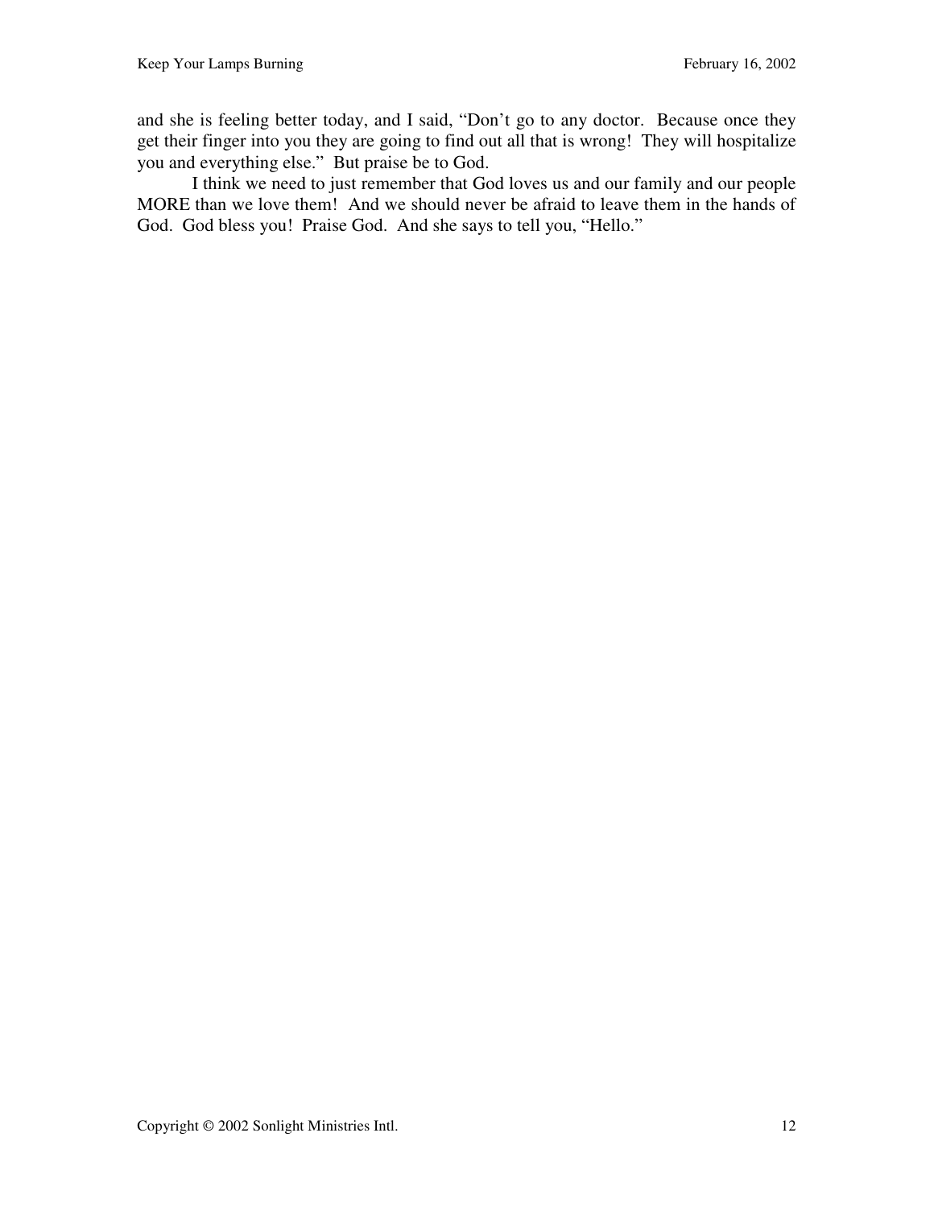and she is feeling better today, and I said, "Don't go to any doctor. Because once they get their finger into you they are going to find out all that is wrong! They will hospitalize you and everything else." But praise be to God.

I think we need to just remember that God loves us and our family and our people MORE than we love them! And we should never be afraid to leave them in the hands of God. God bless you! Praise God. And she says to tell you, "Hello."